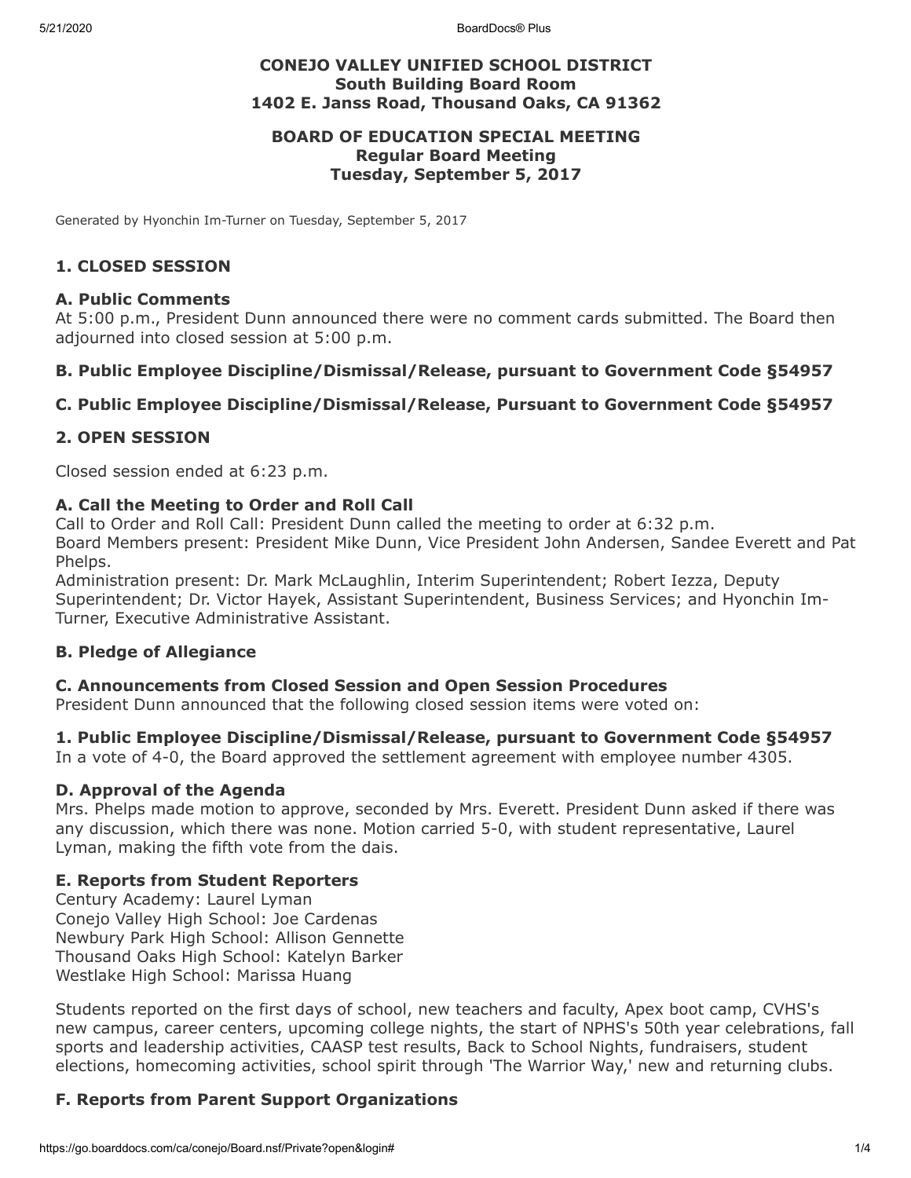# CONEJO VALLEY UNIFIED SCHOOL DISTRICT
## South Building Board Room
## 1402 E. Janss Road, Thousand Oaks, CA 91362

## BOARD OF EDUCATION SPECIAL MEETING
## Regular Board Meeting
## Tuesday, September 5, 2017

Generated by Hyonchin Im-Turner on Tuesday, September 5, 2017

### 1. CLOSED SESSION

#### A. Public Comments

At 5:00 p.m., President Dunn announced there were no comment cards submitted. The Board then adjourned into closed session at 5:00 p.m.

#### B. Public Employee Discipline/Dismissal/Release, pursuant to Government Code §54957

#### C. Public Employee Discipline/Dismissal/Release, Pursuant to Government Code §54957

### 2. OPEN SESSION

Closed session ended at 6:23 p.m.

#### A. Call the Meeting to Order and Roll Call

Call to Order and Roll Call: President Dunn called the meeting to order at 6:32 p.m.
Board Members present: President Mike Dunn, Vice President John Andersen, Sandee Everett and Pat Phelps.
Administration present: Dr. Mark McLaughlin, Interim Superintendent; Robert Iezza, Deputy Superintendent; Dr. Victor Hayek, Assistant Superintendent, Business Services; and Hyonchin Im-Turner, Executive Administrative Assistant.

#### B. Pledge of Allegiance

#### C. Announcements from Closed Session and Open Session Procedures

President Dunn announced that the following closed session items were voted on:

#### 1. Public Employee Discipline/Dismissal/Release, pursuant to Government Code §54957

In a vote of 4-0, the Board approved the settlement agreement with employee number 4305.

#### D. Approval of the Agenda

Mrs. Phelps made motion to approve, seconded by Mrs. Everett. President Dunn asked if there was any discussion, which there was none. Motion carried 5-0, with student representative, Laurel Lyman, making the fifth vote from the dais.

#### E. Reports from Student Reporters

Century Academy: Laurel Lyman
Conejo Valley High School: Joe Cardenas
Newbury Park High School: Allison Gennette
Thousand Oaks High School: Katelyn Barker
Westlake High School: Marissa Huang

Students reported on the first days of school, new teachers and faculty, Apex boot camp, CVHS's new campus, career centers, upcoming college nights, the start of NPHS's 50th year celebrations, fall sports and leadership activities, CAASP test results, Back to School Nights, fundraisers, student elections, homecoming activities, school spirit through 'The Warrior Way,' new and returning clubs.

#### F. Reports from Parent Support Organizations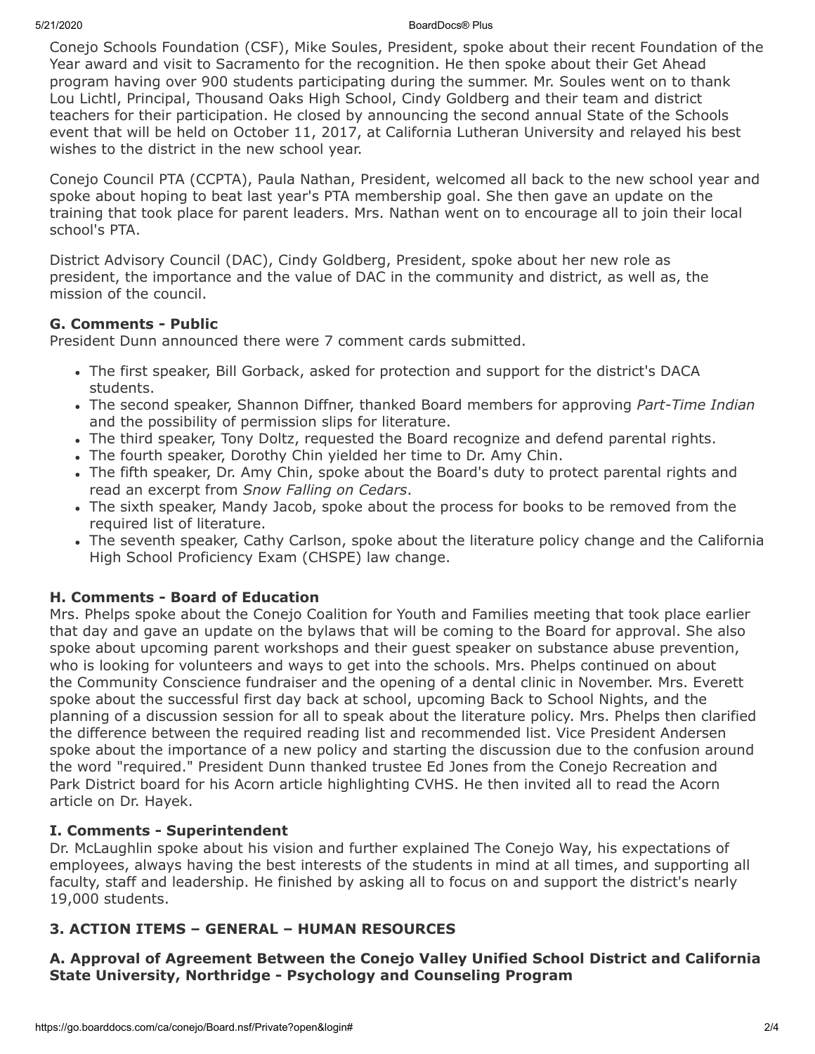Conejo Schools Foundation (CSF), Mike Soules, President, spoke about their recent Foundation of the Year award and visit to Sacramento for the recognition. He then spoke about their Get Ahead program having over 900 students participating during the summer. Mr. Soules went on to thank Lou Lichtl, Principal, Thousand Oaks High School, Cindy Goldberg and their team and district teachers for their participation. He closed by announcing the second annual State of the Schools event that will be held on October 11, 2017, at California Lutheran University and relayed his best wishes to the district in the new school year.

Conejo Council PTA (CCPTA), Paula Nathan, President, welcomed all back to the new school year and spoke about hoping to beat last year's PTA membership goal. She then gave an update on the training that took place for parent leaders. Mrs. Nathan went on to encourage all to join their local school's PTA.

District Advisory Council (DAC), Cindy Goldberg, President, spoke about her new role as president, the importance and the value of DAC in the community and district, as well as, the mission of the council.

### G. Comments - Public

President Dunn announced there were 7 comment cards submitted.

- The first speaker, Bill Gorback, asked for protection and support for the district's DACA students.
- The second speaker, Shannon Diffner, thanked Board members for approving *Part-Time Indian* and the possibility of permission slips for literature.
- The third speaker, Tony Doltz, requested the Board recognize and defend parental rights.
- The fourth speaker, Dorothy Chin yielded her time to Dr. Amy Chin.
- The fifth speaker, Dr. Amy Chin, spoke about the Board's duty to protect parental rights and read an excerpt from *Snow Falling on Cedars*.
- The sixth speaker, Mandy Jacob, spoke about the process for books to be removed from the required list of literature.
- The seventh speaker, Cathy Carlson, spoke about the literature policy change and the California High School Proficiency Exam (CHSPE) law change.

### H. Comments - Board of Education

Mrs. Phelps spoke about the Conejo Coalition for Youth and Families meeting that took place earlier that day and gave an update on the bylaws that will be coming to the Board for approval. She also spoke about upcoming parent workshops and their guest speaker on substance abuse prevention, who is looking for volunteers and ways to get into the schools. Mrs. Phelps continued on about the Community Conscience fundraiser and the opening of a dental clinic in November. Mrs. Everett spoke about the successful first day back at school, upcoming Back to School Nights, and the planning of a discussion session for all to speak about the literature policy. Mrs. Phelps then clarified the difference between the required reading list and recommended list. Vice President Andersen spoke about the importance of a new policy and starting the discussion due to the confusion around the word "required." President Dunn thanked trustee Ed Jones from the Conejo Recreation and Park District board for his Acorn article highlighting CVHS. He then invited all to read the Acorn article on Dr. Hayek.

### I. Comments - Superintendent

Dr. McLaughlin spoke about his vision and further explained The Conejo Way, his expectations of employees, always having the best interests of the students in mind at all times, and supporting all faculty, staff and leadership. He finished by asking all to focus on and support the district's nearly 19,000 students.

## 3. ACTION ITEMS – GENERAL – HUMAN RESOURCES

### A. Approval of Agreement Between the Conejo Valley Unified School District and California State University, Northridge - Psychology and Counseling Program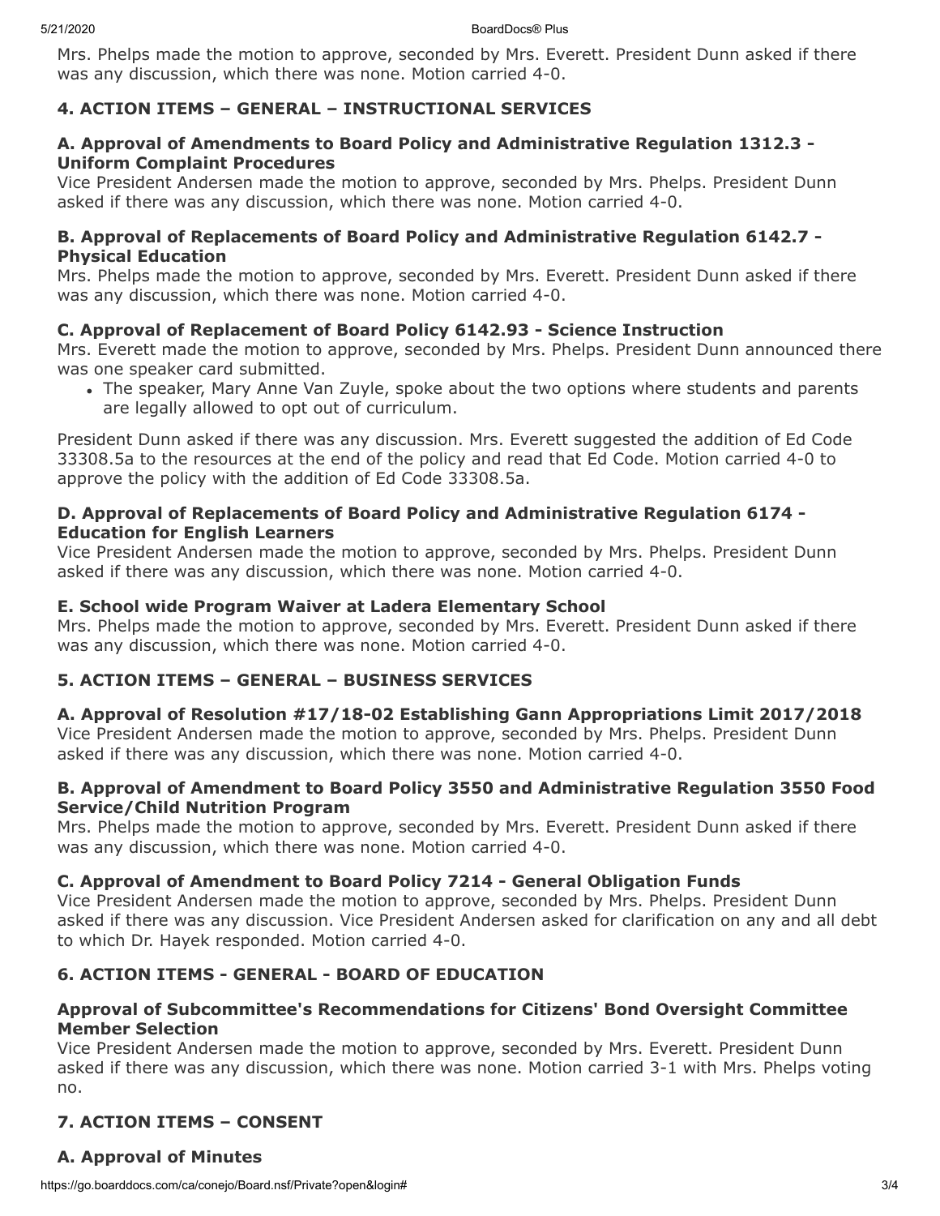Mrs. Phelps made the motion to approve, seconded by Mrs. Everett. President Dunn asked if there was any discussion, which there was none. Motion carried 4-0.

### 4. ACTION ITEMS – GENERAL – INSTRUCTIONAL SERVICES

#### A. Approval of Amendments to Board Policy and Administrative Regulation 1312.3 - Uniform Complaint Procedures

Vice President Andersen made the motion to approve, seconded by Mrs. Phelps. President Dunn asked if there was any discussion, which there was none. Motion carried 4-0.

#### B. Approval of Replacements of Board Policy and Administrative Regulation 6142.7 - Physical Education

Mrs. Phelps made the motion to approve, seconded by Mrs. Everett. President Dunn asked if there was any discussion, which there was none. Motion carried 4-0.

#### C. Approval of Replacement of Board Policy 6142.93 - Science Instruction

Mrs. Everett made the motion to approve, seconded by Mrs. Phelps. President Dunn announced there was one speaker card submitted.

- The speaker, Mary Anne Van Zuyle, spoke about the two options where students and parents are legally allowed to opt out of curriculum.

President Dunn asked if there was any discussion. Mrs. Everett suggested the addition of Ed Code 33308.5a to the resources at the end of the policy and read that Ed Code. Motion carried 4-0 to approve the policy with the addition of Ed Code 33308.5a.

#### D. Approval of Replacements of Board Policy and Administrative Regulation 6174 - Education for English Learners

Vice President Andersen made the motion to approve, seconded by Mrs. Phelps. President Dunn asked if there was any discussion, which there was none. Motion carried 4-0.

#### E. School wide Program Waiver at Ladera Elementary School

Mrs. Phelps made the motion to approve, seconded by Mrs. Everett. President Dunn asked if there was any discussion, which there was none. Motion carried 4-0.

### 5. ACTION ITEMS – GENERAL – BUSINESS SERVICES

#### A. Approval of Resolution #17/18-02 Establishing Gann Appropriations Limit 2017/2018

Vice President Andersen made the motion to approve, seconded by Mrs. Phelps. President Dunn asked if there was any discussion, which there was none. Motion carried 4-0.

#### B. Approval of Amendment to Board Policy 3550 and Administrative Regulation 3550 Food Service/Child Nutrition Program

Mrs. Phelps made the motion to approve, seconded by Mrs. Everett. President Dunn asked if there was any discussion, which there was none. Motion carried 4-0.

#### C. Approval of Amendment to Board Policy 7214 - General Obligation Funds

Vice President Andersen made the motion to approve, seconded by Mrs. Phelps. President Dunn asked if there was any discussion. Vice President Andersen asked for clarification on any and all debt to which Dr. Hayek responded. Motion carried 4-0.

### 6. ACTION ITEMS - GENERAL - BOARD OF EDUCATION

#### Approval of Subcommittee's Recommendations for Citizens' Bond Oversight Committee Member Selection

Vice President Andersen made the motion to approve, seconded by Mrs. Everett. President Dunn asked if there was any discussion, which there was none. Motion carried 3-1 with Mrs. Phelps voting no.

### 7. ACTION ITEMS – CONSENT

#### A. Approval of Minutes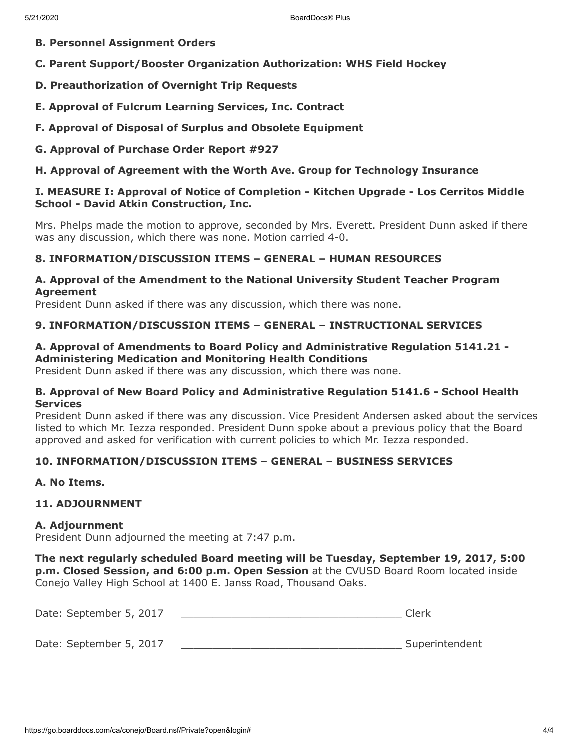**B. Personnel Assignment Orders**

**C. Parent Support/Booster Organization Authorization: WHS Field Hockey**

**D. Preauthorization of Overnight Trip Requests**

**E. Approval of Fulcrum Learning Services, Inc. Contract**

**F. Approval of Disposal of Surplus and Obsolete Equipment**

**G. Approval of Purchase Order Report #927**

**H. Approval of Agreement with the Worth Ave. Group for Technology Insurance**

**I. MEASURE I: Approval of Notice of Completion - Kitchen Upgrade - Los Cerritos Middle School - David Atkin Construction, Inc.**

Mrs. Phelps made the motion to approve, seconded by Mrs. Everett. President Dunn asked if there was any discussion, which there was none. Motion carried 4-0.

**8. INFORMATION/DISCUSSION ITEMS – GENERAL – HUMAN RESOURCES**

**A. Approval of the Amendment to the National University Student Teacher Program Agreement**
President Dunn asked if there was any discussion, which there was none.

**9. INFORMATION/DISCUSSION ITEMS – GENERAL – INSTRUCTIONAL SERVICES**

**A. Approval of Amendments to Board Policy and Administrative Regulation 5141.21 - Administering Medication and Monitoring Health Conditions**
President Dunn asked if there was any discussion, which there was none.

**B. Approval of New Board Policy and Administrative Regulation 5141.6 - School Health Services**
President Dunn asked if there was any discussion. Vice President Andersen asked about the services listed to which Mr. Iezza responded. President Dunn spoke about a previous policy that the Board approved and asked for verification with current policies to which Mr. Iezza responded.

**10. INFORMATION/DISCUSSION ITEMS – GENERAL – BUSINESS SERVICES**

**A. No Items.**

**11. ADJOURNMENT**

**A. Adjournment**
President Dunn adjourned the meeting at 7:47 p.m.

**The next regularly scheduled Board meeting will be Tuesday, September 19, 2017, 5:00 p.m. Closed Session, and 6:00 p.m. Open Session** at the CVUSD Board Room located inside Conejo Valley High School at 1400 E. Janss Road, Thousand Oaks.

Date: September 5, 2017 ___________________________________ Clerk

Date: September 5, 2017 ___________________________________ Superintendent